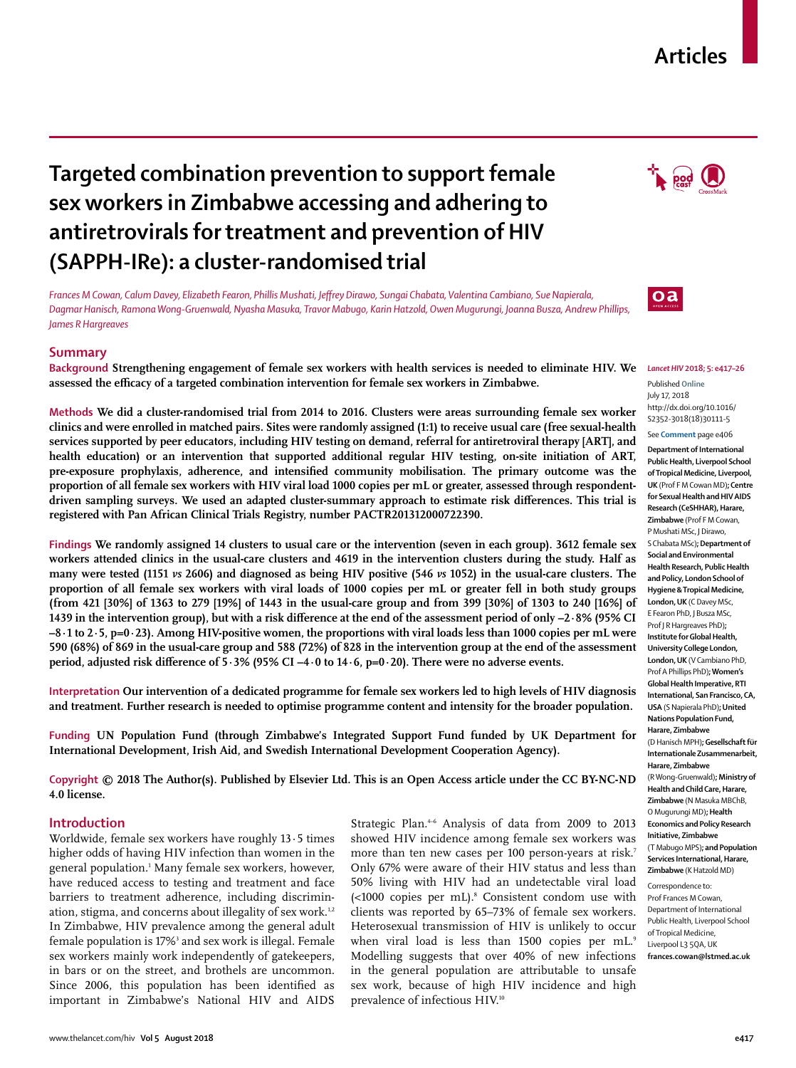Articles

# Targeted combination prevention to support female sex workers in Zimbabwe accessing and adhering to antiretrovirals for treatment and prevention of HIV (SAPPH-IRe): a cluster-randomised trial

*Frances M Cowan, Calum Davey, Elizabeth Fearon, Phillis Mushati, Jeffrey Dirawo, Sungai Chabata, Valentina Cambiano, Sue Napierala, Dagmar Hanisch, Ramona Wong-Gruenwald, Nyasha Masuka, Travor Mabugo, Karin Hatzold, Owen Mugurungi, Joanna Busza, Andrew Phillips, James R Hargreaves*

## Summary

**Background** Strengthening engagement of female sex workers with health services is needed to eliminate HIV. We assessed the efficacy of a targeted combination intervention for female sex workers in Zimbabwe.

**Methods** We did a cluster-randomised trial from 2014 to 2016. Clusters were areas surrounding female sex worker clinics and were enrolled in matched pairs. Sites were randomly assigned (1:1) to receive usual care (free sexual-health services supported by peer educators, including HIV testing on demand, referral for antiretroviral therapy [ART], and health education) or an intervention that supported additional regular HIV testing, on-site initiation of ART, pre-exposure prophylaxis, adherence, and intensified community mobilisation. The primary outcome was the proportion of all female sex workers with HIV viral load 1000 copies per mL or greater, assessed through respondent-driven sampling surveys. We used an adapted cluster-summary approach to estimate risk differences. This trial is registered with Pan African Clinical Trials Registry, number PACTR201312000722390.

**Findings** We randomly assigned 14 clusters to usual care or the intervention (seven in each group). 3612 female sex workers attended clinics in the usual-care clusters and 4619 in the intervention clusters during the study. Half as many were tested (1151 *vs* 2606) and diagnosed as being HIV positive (546 *vs* 1052) in the usual-care clusters. The proportion of all female sex workers with viral loads of 1000 copies per mL or greater fell in both study groups (from 421 [30%] of 1363 to 279 [19%] of 1443 in the usual-care group and from 399 [30%] of 1303 to 240 [16%] of 1439 in the intervention group), but with a risk difference at the end of the assessment period of only –2·8% (95% CI –8·1 to 2·5, p=0·23). Among HIV-positive women, the proportions with viral loads less than 1000 copies per mL were 590 (68%) of 869 in the usual-care group and 588 (72%) of 828 in the intervention group at the end of the assessment period, adjusted risk difference of 5·3% (95% CI –4·0 to 14·6, p=0·20). There were no adverse events.

**Interpretation** Our intervention of a dedicated programme for female sex workers led to high levels of HIV diagnosis and treatment. Further research is needed to optimise programme content and intensity for the broader population.

**Funding** UN Population Fund (through Zimbabwe's Integrated Support Fund funded by UK Department for International Development, Irish Aid, and Swedish International Development Cooperation Agency).

**Copyright** © 2018 The Author(s). Published by Elsevier Ltd. This is an Open Access article under the CC BY-NC-ND 4.0 license.

*Lancet HIV* 2018; 5: e417–26

Published **Online** July 17, 2018 http://dx.doi.org/10.1016/S2352-3018(18)30111-5

See **Comment** page e406

**Department of International Public Health, Liverpool School of Tropical Medicine, Liverpool, UK** (Prof F M Cowan MD)**; Centre for Sexual Health and HIV AIDS Research (CeSHHAR), Harare, Zimbabwe** (Prof F M Cowan, P Mushati MSc, J Dirawo, S Chabata MSc)**; Department of Social and Environmental Health Research, Public Health and Policy, London School of Hygiene & Tropical Medicine, London, UK** (C Davey MSc, E Fearon PhD, J Busza MSc, Prof J R Hargreaves PhD)**; Institute for Global Health, University College London, London, UK** (V Cambiano PhD, Prof A Phillips PhD)**; Women's Global Health Imperative, RTI International, San Francisco, CA, USA** (S Napierala PhD)**; United Nations Population Fund, Harare, Zimbabwe** (D Hanisch MPH)**; Gesellschaft für Internationale Zusammenarbeit, Harare, Zimbabwe** (R Wong-Gruenwald)**; Ministry of Health and Child Care, Harare, Zimbabwe** (N Masuka MBChB, O Mugurungi MD)**; Health Economics and Policy Research Initiative, Zimbabwe** (T Mabugo MPS)**; and Population Services International, Harare, Zimbabwe** (K Hatzold MD)

Correspondence to: Prof Frances M Cowan, Department of International Public Health, Liverpool School of Tropical Medicine, Liverpool L3 5QA, UK **frances.cowan@lstmed.ac.uk**

## Introduction

Worldwide, female sex workers have roughly 13·5 times higher odds of having HIV infection than women in the general population.[1] Many female sex workers, however, have reduced access to testing and treatment and face barriers to treatment adherence, including discrimination, stigma, and concerns about illegality of sex work.[1,2] In Zimbabwe, HIV prevalence among the general adult female population is 17%[3] and sex work is illegal. Female sex workers mainly work independently of gatekeepers, in bars or on the street, and brothels are uncommon. Since 2006, this population has been identified as important in Zimbabwe's National HIV and AIDS Strategic Plan.[4–6] Analysis of data from 2009 to 2013 showed HIV incidence among female sex workers was more than ten new cases per 100 person-years at risk.[7] Only 67% were aware of their HIV status and less than 50% living with HIV had an undetectable viral load (<1000 copies per mL).[8] Consistent condom use with clients was reported by 65–73% of female sex workers. Heterosexual transmission of HIV is unlikely to occur when viral load is less than 1500 copies per mL.[9] Modelling suggests that over 40% of new infections in the general population are attributable to unsafe sex work, because of high HIV incidence and high prevalence of infectious HIV.[10]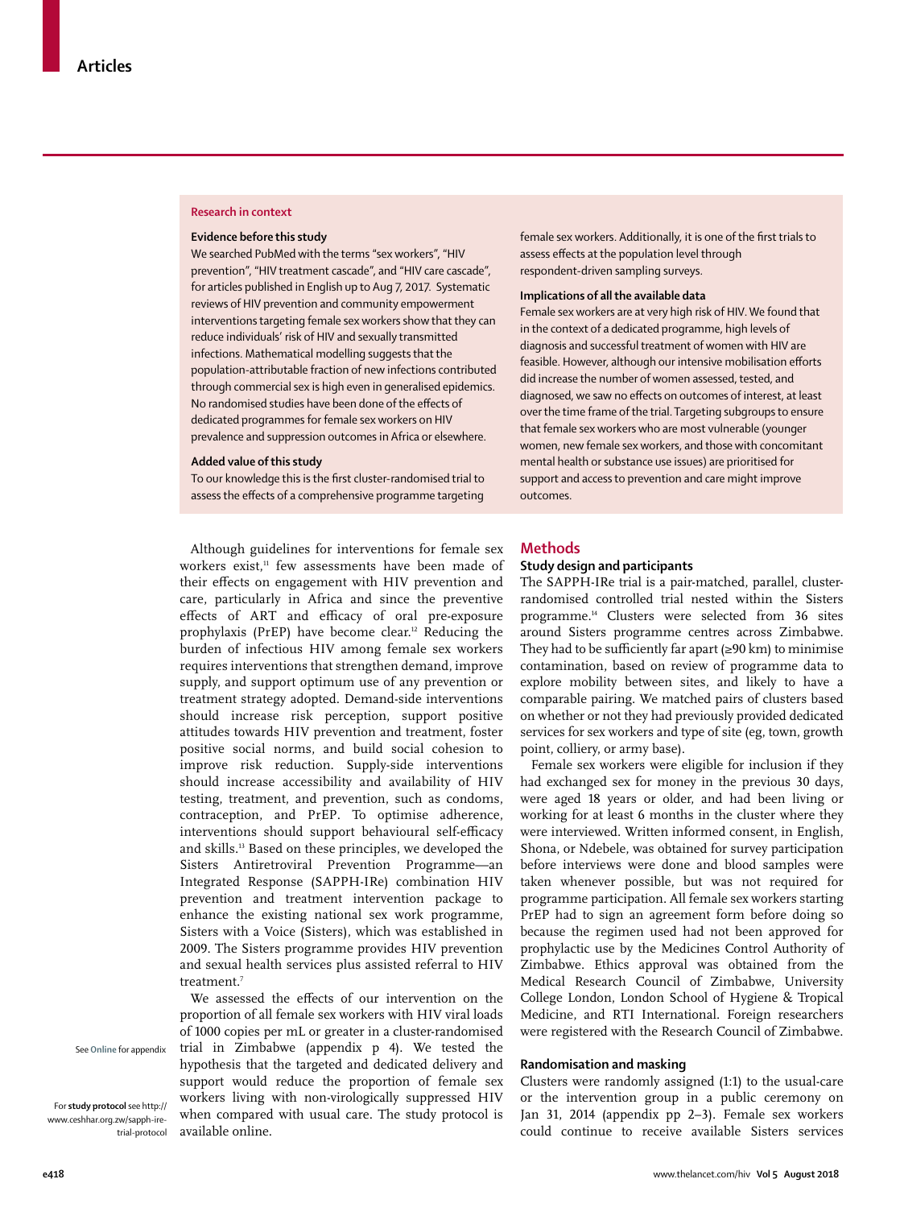## Research in context

### Evidence before this study

We searched PubMed with the terms "sex workers", "HIV prevention", "HIV treatment cascade", and "HIV care cascade", for articles published in English up to Aug 7, 2017. Systematic reviews of HIV prevention and community empowerment interventions targeting female sex workers show that they can reduce individuals' risk of HIV and sexually transmitted infections. Mathematical modelling suggests that the population-attributable fraction of new infections contributed through commercial sex is high even in generalised epidemics. No randomised studies have been done of the effects of dedicated programmes for female sex workers on HIV prevalence and suppression outcomes in Africa or elsewhere.

### Added value of this study

To our knowledge this is the first cluster-randomised trial to assess the effects of a comprehensive programme targeting female sex workers. Additionally, it is one of the first trials to assess effects at the population level through respondent-driven sampling surveys.

### Implications of all the available data

Female sex workers are at very high risk of HIV. We found that in the context of a dedicated programme, high levels of diagnosis and successful treatment of women with HIV are feasible. However, although our intensive mobilisation efforts did increase the number of women assessed, tested, and diagnosed, we saw no effects on outcomes of interest, at least over the time frame of the trial. Targeting subgroups to ensure that female sex workers who are most vulnerable (younger women, new female sex workers, and those with concomitant mental health or substance use issues) are prioritised for support and access to prevention and care might improve outcomes.

Although guidelines for interventions for female sex workers exist,[11] few assessments have been made of their effects on engagement with HIV prevention and care, particularly in Africa and since the preventive effects of ART and efficacy of oral pre-exposure prophylaxis (PrEP) have become clear.[12] Reducing the burden of infectious HIV among female sex workers requires interventions that strengthen demand, improve supply, and support optimum use of any prevention or treatment strategy adopted. Demand-side interventions should increase risk perception, support positive attitudes towards HIV prevention and treatment, foster positive social norms, and build social cohesion to improve risk reduction. Supply-side interventions should increase accessibility and availability of HIV testing, treatment, and prevention, such as condoms, contraception, and PrEP. To optimise adherence, interventions should support behavioural self-efficacy and skills.[13] Based on these principles, we developed the Sisters Antiretroviral Prevention Programme—an Integrated Response (SAPPH-IRe) combination HIV prevention and treatment intervention package to enhance the existing national sex work programme, Sisters with a Voice (Sisters), which was established in 2009. The Sisters programme provides HIV prevention and sexual health services plus assisted referral to HIV treatment.[7]

We assessed the effects of our intervention on the proportion of all female sex workers with HIV viral loads of 1000 copies per mL or greater in a cluster-randomised trial in Zimbabwe (appendix p 4). We tested the hypothesis that the targeted and dedicated delivery and support would reduce the proportion of female sex workers living with non-virologically suppressed HIV when compared with usual care. The study protocol is available online.

See **Online** for appendix

For **study protocol** see http://www.ceshhar.org.zw/sapph-ire-trial-protocol

## Methods

### Study design and participants

The SAPPH-IRe trial is a pair-matched, parallel, cluster-randomised controlled trial nested within the Sisters programme.[14] Clusters were selected from 36 sites around Sisters programme centres across Zimbabwe. They had to be sufficiently far apart (≥90 km) to minimise contamination, based on review of programme data to explore mobility between sites, and likely to have a comparable pairing. We matched pairs of clusters based on whether or not they had previously provided dedicated services for sex workers and type of site (eg, town, growth point, colliery, or army base).

Female sex workers were eligible for inclusion if they had exchanged sex for money in the previous 30 days, were aged 18 years or older, and had been living or working for at least 6 months in the cluster where they were interviewed. Written informed consent, in English, Shona, or Ndebele, was obtained for survey participation before interviews were done and blood samples were taken whenever possible, but was not required for programme participation. All female sex workers starting PrEP had to sign an agreement form before doing so because the regimen used had not been approved for prophylactic use by the Medicines Control Authority of Zimbabwe. Ethics approval was obtained from the Medical Research Council of Zimbabwe, University College London, London School of Hygiene & Tropical Medicine, and RTI International. Foreign researchers were registered with the Research Council of Zimbabwe.

### Randomisation and masking

Clusters were randomly assigned (1:1) to the usual-care or the intervention group in a public ceremony on Jan 31, 2014 (appendix pp 2–3). Female sex workers could continue to receive available Sisters services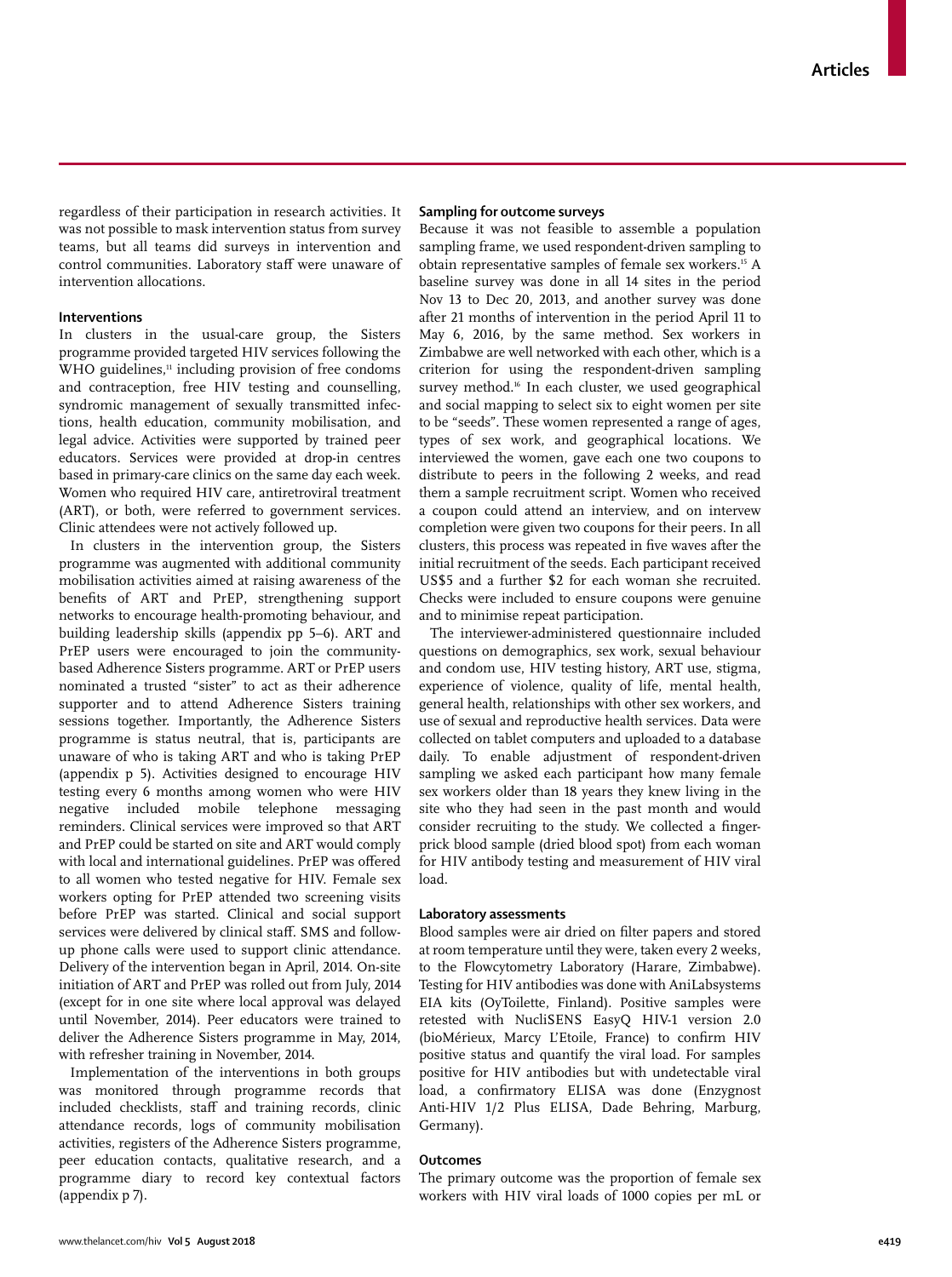regardless of their participation in research activities. It was not possible to mask intervention status from survey teams, but all teams did surveys in intervention and control communities. Laboratory staff were unaware of intervention allocations.

### Interventions

In clusters in the usual-care group, the Sisters programme provided targeted HIV services following the WHO guidelines,[11] including provision of free condoms and contraception, free HIV testing and counselling, syndromic management of sexually transmitted infections, health education, community mobilisation, and legal advice. Activities were supported by trained peer educators. Services were provided at drop-in centres based in primary-care clinics on the same day each week. Women who required HIV care, antiretroviral treatment (ART), or both, were referred to government services. Clinic attendees were not actively followed up.

In clusters in the intervention group, the Sisters programme was augmented with additional community mobilisation activities aimed at raising awareness of the benefits of ART and PrEP, strengthening support networks to encourage health-promoting behaviour, and building leadership skills (appendix pp 5–6). ART and PrEP users were encouraged to join the community-based Adherence Sisters programme. ART or PrEP users nominated a trusted "sister" to act as their adherence supporter and to attend Adherence Sisters training sessions together. Importantly, the Adherence Sisters programme is status neutral, that is, participants are unaware of who is taking ART and who is taking PrEP (appendix p 5). Activities designed to encourage HIV testing every 6 months among women who were HIV negative included mobile telephone messaging reminders. Clinical services were improved so that ART and PrEP could be started on site and ART would comply with local and international guidelines. PrEP was offered to all women who tested negative for HIV. Female sex workers opting for PrEP attended two screening visits before PrEP was started. Clinical and social support services were delivered by clinical staff. SMS and follow-up phone calls were used to support clinic attendance. Delivery of the intervention began in April, 2014. On-site initiation of ART and PrEP was rolled out from July, 2014 (except for in one site where local approval was delayed until November, 2014). Peer educators were trained to deliver the Adherence Sisters programme in May, 2014, with refresher training in November, 2014.

Implementation of the interventions in both groups was monitored through programme records that included checklists, staff and training records, clinic attendance records, logs of community mobilisation activities, registers of the Adherence Sisters programme, peer education contacts, qualitative research, and a programme diary to record key contextual factors (appendix p 7).

### Sampling for outcome surveys

Because it was not feasible to assemble a population sampling frame, we used respondent-driven sampling to obtain representative samples of female sex workers.[15] A baseline survey was done in all 14 sites in the period Nov 13 to Dec 20, 2013, and another survey was done after 21 months of intervention in the period April 11 to May 6, 2016, by the same method. Sex workers in Zimbabwe are well networked with each other, which is a criterion for using the respondent-driven sampling survey method.[16] In each cluster, we used geographical and social mapping to select six to eight women per site to be "seeds". These women represented a range of ages, types of sex work, and geographical locations. We interviewed the women, gave each one two coupons to distribute to peers in the following 2 weeks, and read them a sample recruitment script. Women who received a coupon could attend an interview, and on intervew completion were given two coupons for their peers. In all clusters, this process was repeated in five waves after the initial recruitment of the seeds. Each participant received US$5 and a further $2 for each woman she recruited. Checks were included to ensure coupons were genuine and to minimise repeat participation.

The interviewer-administered questionnaire included questions on demographics, sex work, sexual behaviour and condom use, HIV testing history, ART use, stigma, experience of violence, quality of life, mental health, general health, relationships with other sex workers, and use of sexual and reproductive health services. Data were collected on tablet computers and uploaded to a database daily. To enable adjustment of respondent-driven sampling we asked each participant how many female sex workers older than 18 years they knew living in the site who they had seen in the past month and would consider recruiting to the study. We collected a finger-prick blood sample (dried blood spot) from each woman for HIV antibody testing and measurement of HIV viral load.

### Laboratory assessments

Blood samples were air dried on filter papers and stored at room temperature until they were, taken every 2 weeks, to the Flowcytometry Laboratory (Harare, Zimbabwe). Testing for HIV antibodies was done with AniLabsystems EIA kits (OyToilette, Finland). Positive samples were retested with NucliSENS EasyQ HIV-1 version 2.0 (bioMérieux, Marcy L'Etoile, France) to confirm HIV positive status and quantify the viral load. For samples positive for HIV antibodies but with undetectable viral load, a confirmatory ELISA was done (Enzygnost Anti-HIV 1/2 Plus ELISA, Dade Behring, Marburg, Germany).

### Outcomes

The primary outcome was the proportion of female sex workers with HIV viral loads of 1000 copies per mL or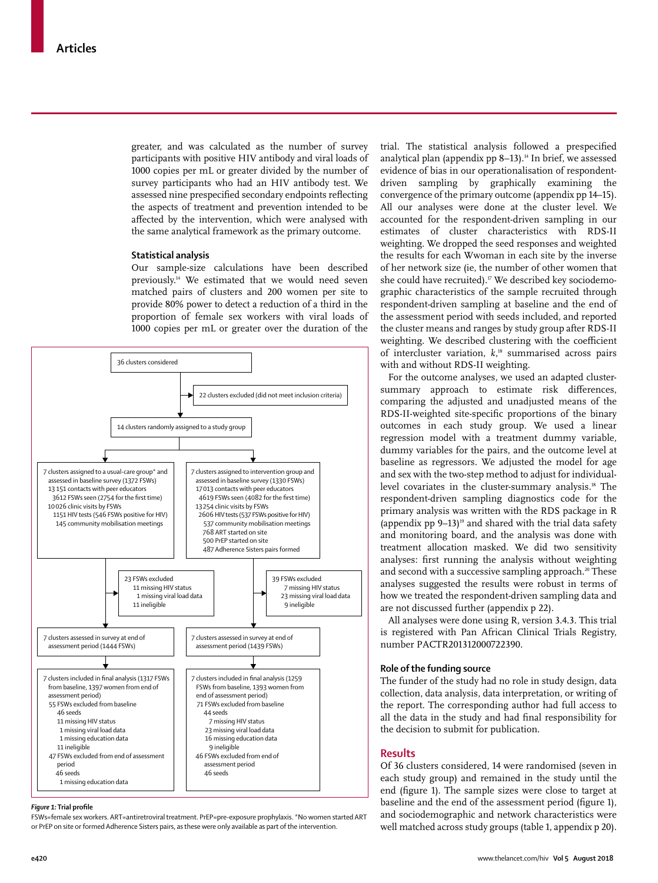greater, and was calculated as the number of survey participants with positive HIV antibody and viral loads of 1000 copies per mL or greater divided by the number of survey participants who had an HIV antibody test. We assessed nine prespecified secondary endpoints reflecting the aspects of treatment and prevention intended to be affected by the intervention, which were analysed with the same analytical framework as the primary outcome.

### Statistical analysis

Our sample-size calculations have been described previously.[14] We estimated that we would need seven matched pairs of clusters and 200 women per site to provide 80% power to detect a reduction of a third in the proportion of female sex workers with viral loads of 1000 copies per mL or greater over the duration of the trial. The statistical analysis followed a prespecified analytical plan (appendix pp 8–13).[14] In brief, we assessed evidence of bias in our operationalisation of respondent-driven sampling by graphically examining the convergence of the primary outcome (appendix pp 14–15). All our analyses were done at the cluster level. We accounted for the respondent-driven sampling in our estimates of cluster characteristics with RDS-II weighting. We dropped the seed responses and weighted the results for each Wwoman in each site by the inverse of her network size (ie, the number of other women that she could have recruited).[17] We described key sociodemographic characteristics of the sample recruited through respondent-driven sampling at baseline and the end of the assessment period with seeds included, and reported the cluster means and ranges by study group after RDS-II weighting. We described clustering with the coefficient of intercluster variation, $k$,[18] summarised across pairs with and without RDS-II weighting.

For the outcome analyses, we used an adapted cluster-summary approach to estimate risk differences, comparing the adjusted and unadjusted means of the RDS-II-weighted site-specific proportions of the binary outcomes in each study group. We used a linear regression model with a treatment dummy variable, dummy variables for the pairs, and the outcome level at baseline as regressors. We adjusted the model for age and sex with the two-step method to adjust for individual-level covariates in the cluster-summary analysis.[18] The respondent-driven sampling diagnostics code for the primary analysis was written with the RDS package in R (appendix pp 9–13)[19] and shared with the trial data safety and monitoring board, and the analysis was done with treatment allocation masked. We did two sensitivity analyses: first running the analysis without weighting and second with a successive sampling approach.[20] These analyses suggested the results were robust in terms of how we treated the respondent-driven sampling data and are not discussed further (appendix p 22).

All analyses were done using R, version 3.4.3. This trial is registered with Pan African Clinical Trials Registry, number PACTR201312000722390.

36 clusters considered

22 clusters excluded (did not meet inclusion criteria)

14 clusters randomly assigned to a study group

7 clusters assigned to a usual-care group* and assessed in baseline survey (1372 FSWs)
13 151 contacts with peer educators
3612 FSWs seen (2754 for the first time)
10 026 clinic visits by FSWs
1151 HIV tests (546 FSWs positive for HIV)
145 community mobilisation meetings

7 clusters assigned to intervention group and assessed in baseline survey (1330 FSWs)
17 013 contacts with peer educators
4619 FSWs seen (4082 for the first time)
13 254 clinic visits by FSWs
2606 HIV tests (537 FSWs positive for HIV)
537 community mobilisation meetings
768 ART started on site
500 PrEP started on site
487 Adherence Sisters pairs formed

23 FSWs excluded
11 missing HIV status
1 missing viral load data
11 ineligible

39 FSWs excluded
7 missing HIV status
23 missing viral load data
9 ineligible

7 clusters assessed in survey at end of assessment period (1444 FSWs)

7 clusters assessed in survey at end of assessment period (1439 FSWs)

7 clusters included in final analysis (1317 FSWs from baseline, 1397 women from end of assessment period)
55 FSWs excluded from baseline
46 seeds
11 missing HIV status
1 missing viral load data
1 missing education data
11 ineligible
47 FSWs excluded from end of assessment period
46 seeds
1 missing education data

7 clusters included in final analysis (1259 FSWs from baseline, 1393 women from end of assessment period)
71 FSWs excluded from baseline
44 seeds
7 missing HIV status
23 missing viral load data
16 missing education data
9 ineligible
46 FSWs excluded from end of assessment period
46 seeds

*Figure 1:* **Trial profile**

FSWs=female sex workers. ART=antiretroviral treatment. PrEP=pre-exposure prophylaxis. *No women started ART or PrEP on site or formed Adherence Sisters pairs, as these were only available as part of the intervention.

### Role of the funding source

The funder of the study had no role in study design, data collection, data analysis, data interpretation, or writing of the report. The corresponding author had full access to all the data in the study and had final responsibility for the decision to submit for publication.

## Results

Of 36 clusters considered, 14 were randomised (seven in each study group) and remained in the study until the end (figure 1). The sample sizes were close to target at baseline and the end of the assessment period (figure 1), and sociodemographic and network characteristics were well matched across study groups (table 1, appendix p 20).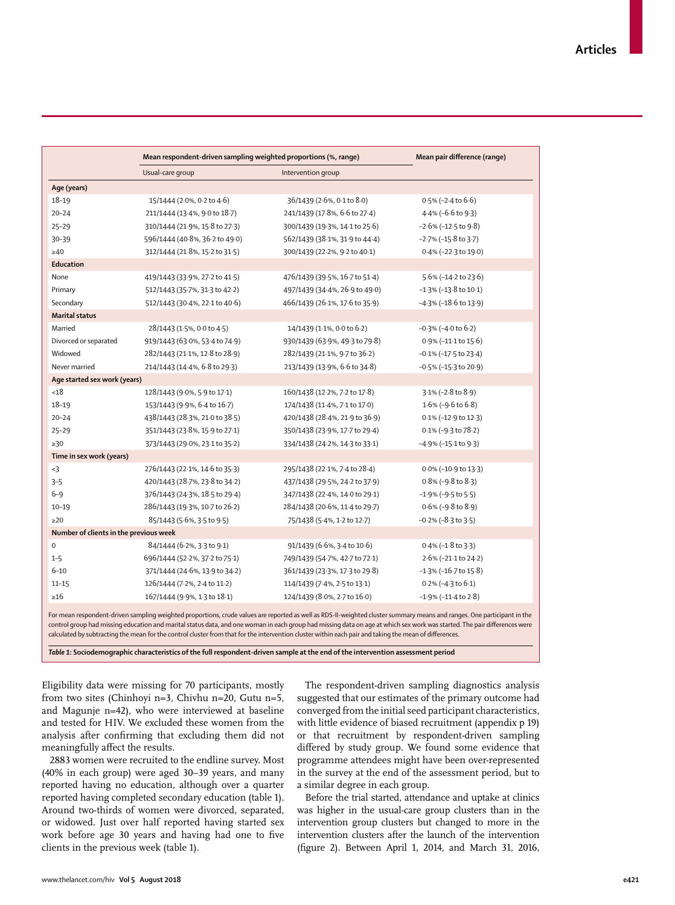| | Mean respondent-driven sampling weighted proportions (%, range) | | Mean pair difference (range) |
|---|---|---|---|
| | Usual-care group | Intervention group | |
| **Age (years)** | | | |
| 18–19 | 15/1444 (2·0%, 0·2 to 4·6) | 36/1439 (2·6%, 0·1 to 8·0) | 0·5% (–2·4 to 6·6) |
| 20–24 | 211/1444 (13·4%, 9·0 to 18·7) | 241/1439 (17·8%, 6·6 to 27·4) | 4·4% (–6·6 to 9·3) |
| 25–29 | 310/1444 (21·9%, 15·8 to 27·3) | 300/1439 (19·3%, 14·1 to 25·6) | –2·6% (–12·5 to 9·8) |
| 30–39 | 596/1444 (40·8%, 36·2 to 49·0) | 562/1439 (38·1%, 31·9 to 44·4) | –2·7% (–15·8 to 3·7) |
| ≥40 | 312/1444 (21·8%, 15·2 to 31·5) | 300/1439 (22·2%, 9·2 to 40·1) | 0·4% (–22·3 to 19·0) |
| **Education** | | | |
| None | 419/1443 (33·9%, 27·2 to 41·5) | 476/1439 (39·5%, 16·7 to 51·4) | 5·6% (–14·2 to 23·6) |
| Primary | 512/1443 (35·7%, 31·3 to 42·2) | 497/1439 (34·4%, 26·9 to 49·0) | –1·3% (–13·8 to 10·1) |
| Secondary | 512/1443 (30·4%, 22·1 to 40·6) | 466/1439 (26·1%, 17·6 to 35·9) | –4·3% (–18·6 to 13·9) |
| **Marital status** | | | |
| Married | 28/1443 (1·5%, 0·0 to 4·5) | 14/1439 (1·1%, 0·0 to 6·2) | –0·3% (–4·0 to 6·2) |
| Divorced or separated | 919/1443 (63·0%, 53·4 to 74·9) | 930/1439 (63·9%, 49·3 to 79·8) | 0·9% (–11·1 to 15·6) |
| Widowed | 282/1443 (21·1%, 12·8 to 28·9) | 282/1439 (21·1%, 9·7 to 36·2) | –0·1% (–17·5 to 23·4) |
| Never married | 214/1443 (14·4%, 6·8 to 29·3) | 213/1439 (13·9%, 6·6 to 34·8) | –0·5% (–15·3 to 20·9) |
| **Age started sex work (years)** | | | |
| <18 | 128/1443 (9·0%, 5·9 to 17·1) | 160/1438 (12·2%, 7·2 to 17·8) | 3·1% (–2·8 to 8·9) |
| 18–19 | 153/1443 (9·9%, 6·4 to 16·7) | 174/1438 (11·4%, 7·1 to 17·0) | 1·6% (–9·6 to 6·8) |
| 20–24 | 438/1443 (28·3%, 21·0 to 38·5) | 420/1438 (28·4%, 21·9 to 36·9) | 0·1% (–12·9 to 12·3) |
| 25–29 | 351/1443 (23·8%, 15·9 to 27·1) | 350/1438 (23·9%, 17·7 to 29·4) | 0·1% (–9·3 to 78·2) |
| ≥30 | 373/1443 (29·0%, 23·1 to 35·2) | 334/1438 (24·2%, 14·3 to 33·1) | –4·9% (–15·1 to 9·3) |
| **Time in sex work (years)** | | | |
| <3 | 276/1443 (22·1%, 14·6 to 35·3) | 295/1438 (22·1%, 7·4 to 28·4) | 0·0% (–10·9 to 13·3) |
| 3–5 | 420/1443 (28·7%, 23·8 to 34·2) | 437/1438 (29·5%, 24·2 to 37·9) | 0·8% (–9·8 to 8·3) |
| 6–9 | 376/1443 (24·3%, 18·5 to 29·4) | 347/1438 (22·4%, 14·0 to 29·1) | –1·9% (–9·5 to 5·5) |
| 10–19 | 286/1443 (19·3%, 10·7 to 26·2) | 284/1438 (20·6%, 11·4 to 29·7) | 0·6% (–9·8 to 8·9) |
| ≥20 | 85/1443 (5·6%, 3·5 to 9·5) | 75/1438 (5·4%, 1·2 to 12·7) | –0·2% (–8·3 to 3·5) |
| **Number of clients in the previous week** | | | |
| 0 | 84/1444 (6·2%, 3·3 to 9·1) | 91/1439 (6·6%, 3·4 to 10·6) | 0·4% (–1·8 to 3·3) |
| 1–5 | 696/1444 (52·2%, 37·2 to 75·1) | 749/1439 (54·7%, 42·7 to 72·1) | 2·6% (–21·1 to 24·2) |
| 6–10 | 371/1444 (24·6%, 13·9 to 34·2) | 361/1439 (23·3%, 17·3 to 29·8) | –1·3% (–16·7 to 15·8) |
| 11–15 | 126/1444 (7·2%, 2·4 to 11·2) | 114/1439 (7·4%, 2·5 to 13·1) | 0·2% (–4·3 to 6·1) |
| ≥16 | 167/1444 (9·9%, 1·3 to 18·1) | 124/1439 (8·0%, 2·7 to 16·0) | –1·9% (–11·4 to 2·8) |

For mean respondent-driven sampling weighted proportions, crude values are reported as well as RDS-II-weighted cluster summary means and ranges. One participant in the control group had missing education and marital status data, and one woman in each group had missing data on age at which sex work was started. The pair differences were calculated by subtracting the mean for the control cluster from that for the intervention cluster within each pair and taking the mean of differences.

***Table 1:*** **Sociodemographic characteristics of the full respondent-driven sample at the end of the intervention assessment period**

Eligibility data were missing for 70 participants, mostly from two sites (Chinhoyi n=3, Chivhu n=20, Gutu n=5, and Magunje n=42), who were interviewed at baseline and tested for HIV. We excluded these women from the analysis after confirming that excluding them did not meaningfully affect the results.

2883 women were recruited to the endline survey. Most (40% in each group) were aged 30–39 years, and many reported having no education, although over a quarter reported having completed secondary education (table 1). Around two-thirds of women were divorced, separated, or widowed. Just over half reported having started sex work before age 30 years and having had one to five clients in the previous week (table 1).

The respondent-driven sampling diagnostics analysis suggested that our estimates of the primary outcome had converged from the initial seed participant characteristics, with little evidence of biased recruitment (appendix p 19) or that recruitment by respondent-driven sampling differed by study group. We found some evidence that programme attendees might have been over-represented in the survey at the end of the assessment period, but to a similar degree in each group.

Before the trial started, attendance and uptake at clinics was higher in the usual-care group clusters than in the intervention group clusters but changed to more in the intervention clusters after the launch of the intervention (figure 2). Between April 1, 2014, and March 31, 2016,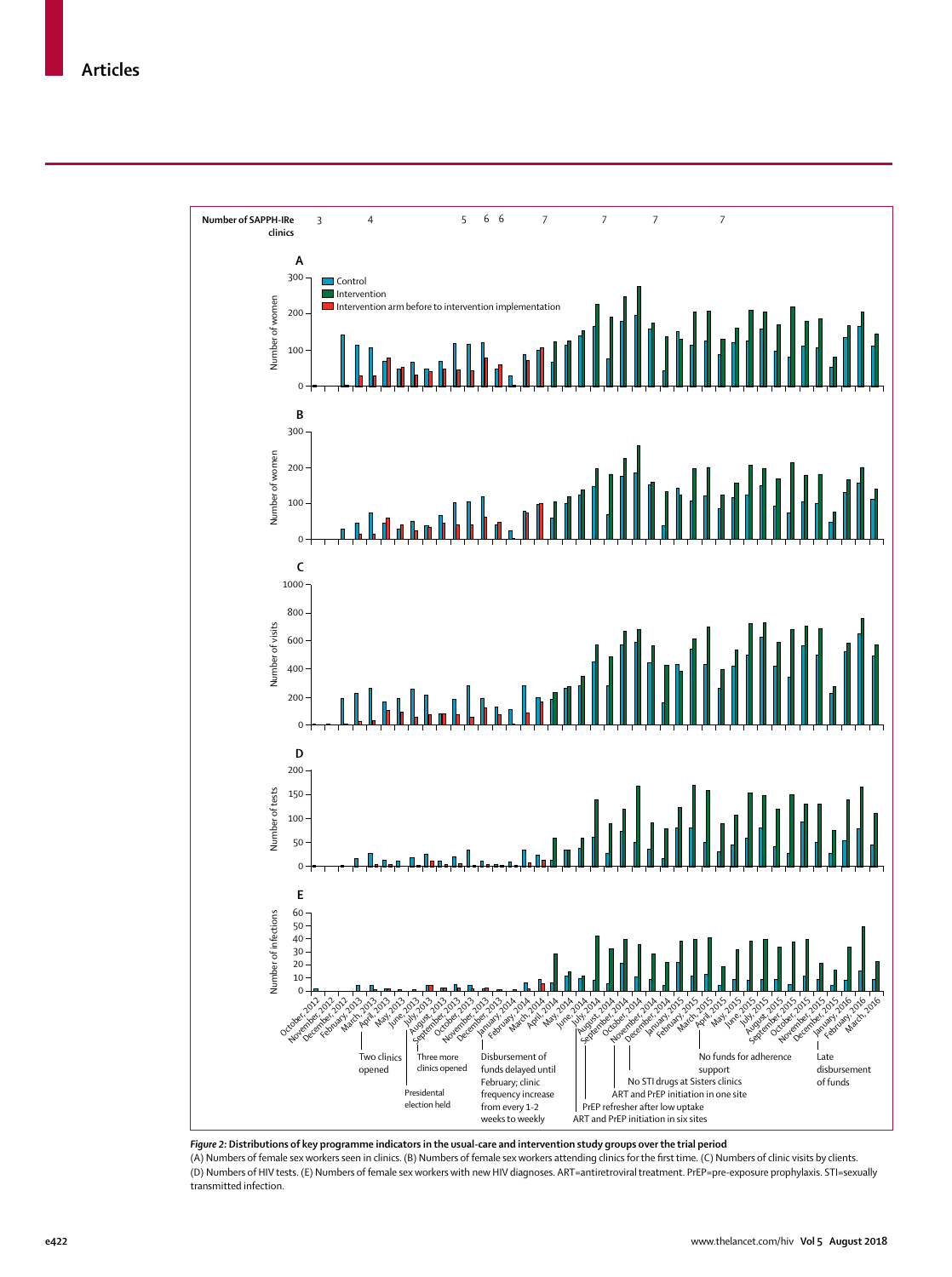Number of SAPPH-IRe clinics

3 4 5 6 6 7 7 7 7

A

Control

Intervention

Intervention arm before to intervention implementation

Number of women

B

Number of women

C

Number of visits

D

Number of tests

E

Number of infections

October, 2012 · November, 2012 · December, 2012 · February, 2013 · March, 2013 · April, 2013 · May, 2013 · June, 2013 · July, 2013 · August, 2013 · September, 2013 · October, 2013 · November, 2013 · December, 2013 · January, 2014 · February, 2014 · March, 2014 · April, 2014 · May, 2014 · June, 2014 · July, 2014 · August, 2014 · September, 2014 · October, 2014 · November, 2014 · December, 2014 · January, 2015 · February, 2015 · March, 2015 · April, 2015 · May, 2015 · June, 2015 · July, 2015 · August, 2015 · September, 2015 · October, 2015 · November, 2015 · December, 2015 · January, 2016 · February, 2016 · March, 2016

Two clinics opened

Presidential election held

Three more clinics opened

Disbursement of funds delayed until February; clinic frequency increase from every 1–2 weeks to weekly

PrEP refresher after low uptake

ART and PrEP initiation in six sites

ART and PrEP initiation in one site

No STI drugs at Sisters clinics

No funds for adherence support

Late disbursement of funds

*Figure 2:* **Distributions of key programme indicators in the usual-care and intervention study groups over the trial period**
(A) Numbers of female sex workers seen in clinics. (B) Numbers of female sex workers attending clinics for the first time. (C) Numbers of clinic visits by clients. (D) Numbers of HIV tests. (E) Numbers of female sex workers with new HIV diagnoses. ART=antiretroviral treatment. PrEP=pre-exposure prophylaxis. STI=sexually transmitted infection.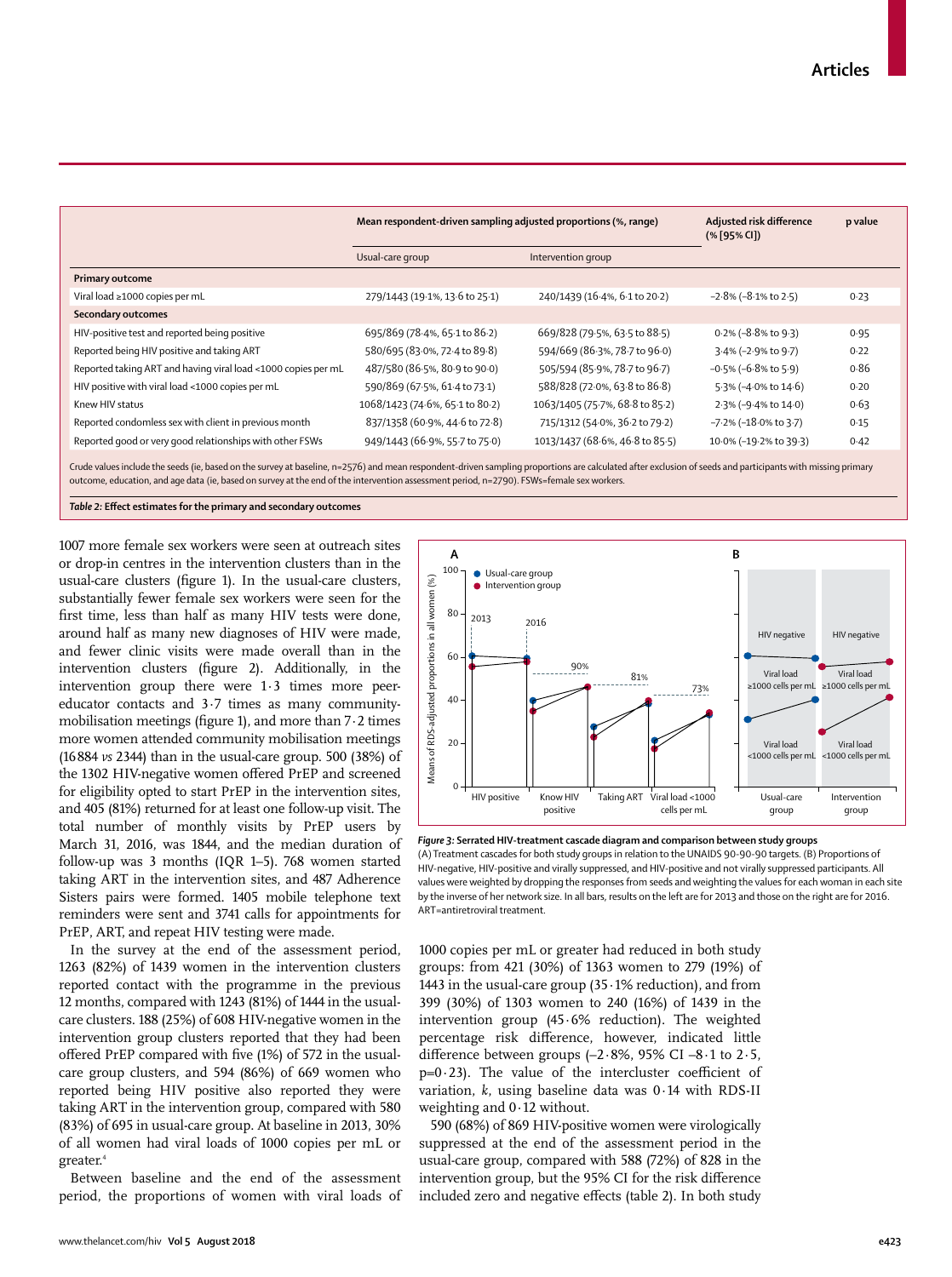| | Mean respondent-driven sampling adjusted proportions (%, range) | | Adjusted risk difference (% [95% CI]) | p value |
|---|---|---|---|---|
| | Usual-care group | Intervention group | | |
| **Primary outcome** | | | | |
| Viral load ≥1000 copies per mL | 279/1443 (19·1%, 13·6 to 25·1) | 240/1439 (16·4%, 6·1 to 20·2) | –2·8% (–8·1% to 2·5) | 0·23 |
| **Secondary outcomes** | | | | |
| HIV-positive test and reported being positive | 695/869 (78·4%, 65·1 to 86·2) | 669/828 (79·5%, 63·5 to 88·5) | 0·2% (–8·8% to 9·3) | 0·95 |
| Reported being HIV positive and taking ART | 580/695 (83·0%, 72·4 to 89·8) | 594/669 (86·3%, 78·7 to 96·0) | 3·4% (–2·9% to 9·7) | 0·22 |
| Reported taking ART and having viral load <1000 copies per mL | 487/580 (86·5%, 80·9 to 90·0) | 505/594 (85·9%, 78·7 to 96·7) | –0·5% (–6·8% to 5·9) | 0·86 |
| HIV positive with viral load <1000 copies per mL | 590/869 (67·5%, 61·4 to 73·1) | 588/828 (72·0%, 63·8 to 86·8) | 5·3% (–4·0% to 14·6) | 0·20 |
| Knew HIV status | 1068/1423 (74·6%, 65·1 to 80·2) | 1063/1405 (75·7%, 68·8 to 85·2) | 2·3% (–9·4% to 14·0) | 0·63 |
| Reported condomless sex with client in previous month | 837/1358 (60·9%, 44·6 to 72·8) | 715/1312 (54·0%, 36·2 to 79·2) | –7·2% (–18·0% to 3·7) | 0·15 |
| Reported good or very good relationships with other FSWs | 949/1443 (66·9%, 55·7 to 75·0) | 1013/1437 (68·6%, 46·8 to 85·5) | 10·0% (–19·2% to 39·3) | 0·42 |

Crude values include the seeds (ie, based on the survey at baseline, n=2576) and mean respondent-driven sampling proportions are calculated after exclusion of seeds and participants with missing primary outcome, education, and age data (ie, based on survey at the end of the intervention assessment period, n=2790). FSWs=female sex workers.

*Table 2:* **Effect estimates for the primary and secondary outcomes**

1007 more female sex workers were seen at outreach sites or drop-in centres in the intervention clusters than in the usual-care clusters (figure 1). In the usual-care clusters, substantially fewer female sex workers were seen for the first time, less than half as many HIV tests were done, around half as many new diagnoses of HIV were made, and fewer clinic visits were made overall than in the intervention clusters (figure 2). Additionally, in the intervention group there were 1·3 times more peer-educator contacts and 3·7 times as many community-mobilisation meetings (figure 1), and more than 7·2 times more women attended community mobilisation meetings (16 884 *vs* 2344) than in the usual-care group. 500 (38%) of the 1302 HIV-negative women offered PrEP and screened for eligibility opted to start PrEP in the intervention sites, and 405 (81%) returned for at least one follow-up visit. The total number of monthly visits by PrEP users by March 31, 2016, was 1844, and the median duration of follow-up was 3 months (IQR 1–5). 768 women started taking ART in the intervention sites, and 487 Adherence Sisters pairs were formed. 1405 mobile telephone text reminders were sent and 3741 calls for appointments for PrEP, ART, and repeat HIV testing were made.

In the survey at the end of the assessment period, 1263 (82%) of 1439 women in the intervention clusters reported contact with the programme in the previous 12 months, compared with 1243 (81%) of 1444 in the usual-care clusters. 188 (25%) of 608 HIV-negative women in the intervention group clusters reported that they had been offered PrEP compared with five (1%) of 572 in the usual-care group clusters, and 594 (86%) of 669 women who reported being HIV positive also reported they were taking ART in the intervention group, compared with 580 (83%) of 695 in usual-care group. At baseline in 2013, 30% of all women had viral loads of 1000 copies per mL or greater.[4]

Between baseline and the end of the assessment period, the proportions of women with viral loads of

A

B

100

80

60

40

20

0

Means of RDS-adjusted proportions in all women (%)

Usual-care group

Intervention group

2013

2016

90%

81%

73%

HIV positive

Know HIV positive

Taking ART

Viral load <1000 cells per mL

HIV negative

HIV negative

Viral load ≥1000 cells per mL

Viral load ≥1000 cells per mL

Viral load <1000 cells per mL

Viral load <1000 cells per mL

Usual-care group

Intervention group

*Figure 3:* **Serrated HIV-treatment cascade diagram and comparison between study groups**
(A) Treatment cascades for both study groups in relation to the UNAIDS 90-90-90 targets. (B) Proportions of HIV-negative, HIV-positive and virally suppressed, and HIV-positive and not virally suppressed participants. All values were weighted by dropping the responses from seeds and weighting the values for each woman in each site by the inverse of her network size. In all bars, results on the left are for 2013 and those on the right are for 2016. ART=antiretroviral treatment.

1000 copies per mL or greater had reduced in both study groups: from 421 (30%) of 1363 women to 279 (19%) of 1443 in the usual-care group (35·1% reduction), and from 399 (30%) of 1303 women to 240 (16%) of 1439 in the intervention group (45·6% reduction). The weighted percentage risk difference, however, indicated little difference between groups (–2·8%, 95% CI –8·1 to 2·5, p=0·23). The value of the intercluster coefficient of variation, *k*, using baseline data was 0·14 with RDS-II weighting and 0·12 without.

590 (68%) of 869 HIV-positive women were virologically suppressed at the end of the assessment period in the usual-care group, compared with 588 (72%) of 828 in the intervention group, but the 95% CI for the risk difference included zero and negative effects (table 2). In both study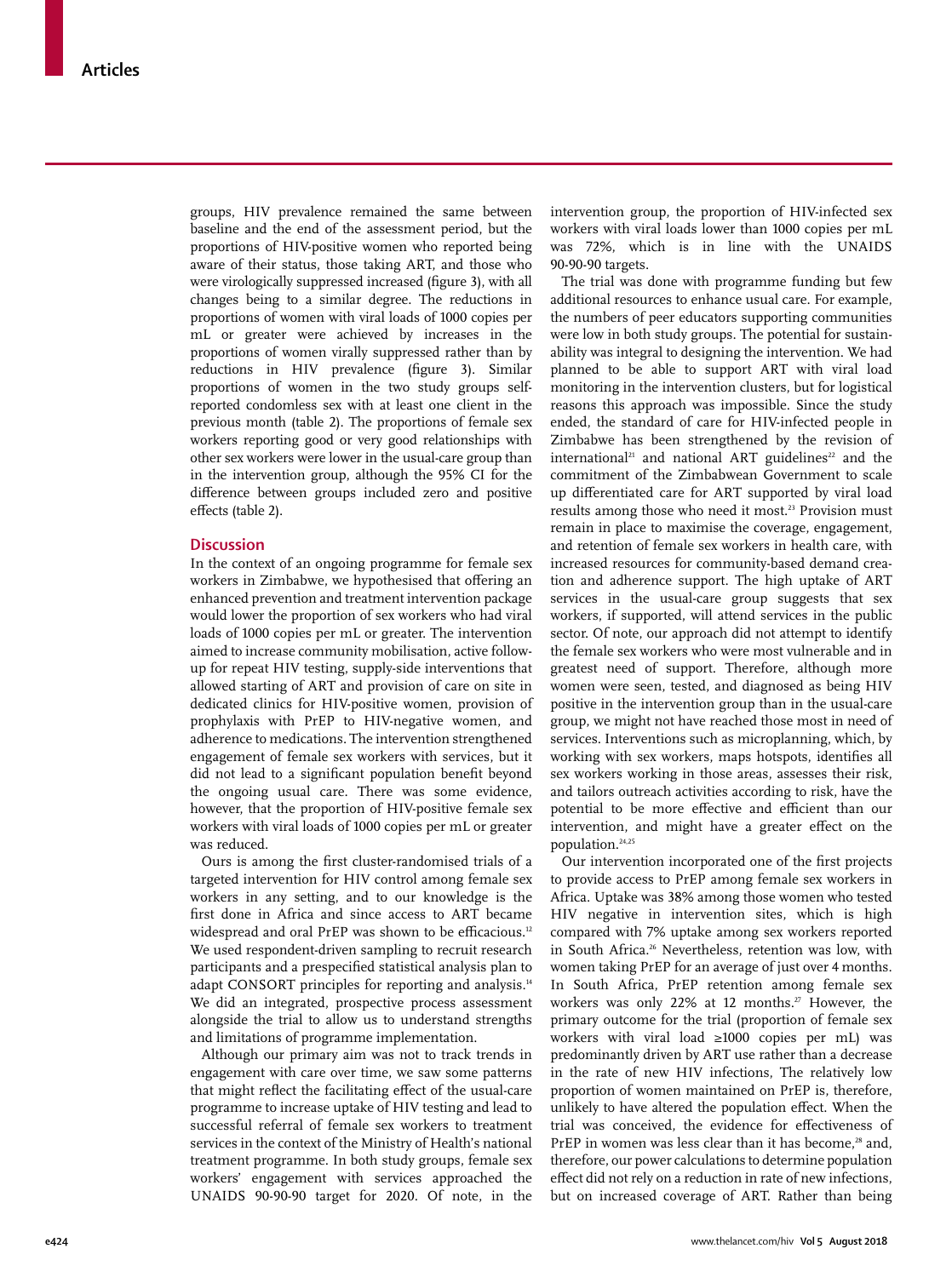groups, HIV prevalence remained the same between baseline and the end of the assessment period, but the proportions of HIV-positive women who reported being aware of their status, those taking ART, and those who were virologically suppressed increased (figure 3), with all changes being to a similar degree. The reductions in proportions of women with viral loads of 1000 copies per mL or greater were achieved by increases in the proportions of women virally suppressed rather than by reductions in HIV prevalence (figure 3). Similar proportions of women in the two study groups self-reported condomless sex with at least one client in the previous month (table 2). The proportions of female sex workers reporting good or very good relationships with other sex workers were lower in the usual-care group than in the intervention group, although the 95% CI for the difference between groups included zero and positive effects (table 2).

## Discussion

In the context of an ongoing programme for female sex workers in Zimbabwe, we hypothesised that offering an enhanced prevention and treatment intervention package would lower the proportion of sex workers who had viral loads of 1000 copies per mL or greater. The intervention aimed to increase community mobilisation, active follow-up for repeat HIV testing, supply-side interventions that allowed starting of ART and provision of care on site in dedicated clinics for HIV-positive women, provision of prophylaxis with PrEP to HIV-negative women, and adherence to medications. The intervention strengthened engagement of female sex workers with services, but it did not lead to a significant population benefit beyond the ongoing usual care. There was some evidence, however, that the proportion of HIV-positive female sex workers with viral loads of 1000 copies per mL or greater was reduced.

Ours is among the first cluster-randomised trials of a targeted intervention for HIV control among female sex workers in any setting, and to our knowledge is the first done in Africa and since access to ART became widespread and oral PrEP was shown to be efficacious.[12] We used respondent-driven sampling to recruit research participants and a prespecified statistical analysis plan to adapt CONSORT principles for reporting and analysis.[14] We did an integrated, prospective process assessment alongside the trial to allow us to understand strengths and limitations of programme implementation.

Although our primary aim was not to track trends in engagement with care over time, we saw some patterns that might reflect the facilitating effect of the usual-care programme to increase uptake of HIV testing and lead to successful referral of female sex workers to treatment services in the context of the Ministry of Health's national treatment programme. In both study groups, female sex workers' engagement with services approached the UNAIDS 90-90-90 target for 2020. Of note, in the intervention group, the proportion of HIV-infected sex workers with viral loads lower than 1000 copies per mL was 72%, which is in line with the UNAIDS 90-90-90 targets.

The trial was done with programme funding but few additional resources to enhance usual care. For example, the numbers of peer educators supporting communities were low in both study groups. The potential for sustainability was integral to designing the intervention. We had planned to be able to support ART with viral load monitoring in the intervention clusters, but for logistical reasons this approach was impossible. Since the study ended, the standard of care for HIV-infected people in Zimbabwe has been strengthened by the revision of international[21] and national ART guidelines[22] and the commitment of the Zimbabwean Government to scale up differentiated care for ART supported by viral load results among those who need it most.[23] Provision must remain in place to maximise the coverage, engagement, and retention of female sex workers in health care, with increased resources for community-based demand creation and adherence support. The high uptake of ART services in the usual-care group suggests that sex workers, if supported, will attend services in the public sector. Of note, our approach did not attempt to identify the female sex workers who were most vulnerable and in greatest need of support. Therefore, although more women were seen, tested, and diagnosed as being HIV positive in the intervention group than in the usual-care group, we might not have reached those most in need of services. Interventions such as microplanning, which, by working with sex workers, maps hotspots, identifies all sex workers working in those areas, assesses their risk, and tailors outreach activities according to risk, have the potential to be more effective and efficient than our intervention, and might have a greater effect on the population.[24,25]

Our intervention incorporated one of the first projects to provide access to PrEP among female sex workers in Africa. Uptake was 38% among those women who tested HIV negative in intervention sites, which is high compared with 7% uptake among sex workers reported in South Africa.[26] Nevertheless, retention was low, with women taking PrEP for an average of just over 4 months. In South Africa, PrEP retention among female sex workers was only 22% at 12 months.[27] However, the primary outcome for the trial (proportion of female sex workers with viral load ≥1000 copies per mL) was predominantly driven by ART use rather than a decrease in the rate of new HIV infections, The relatively low proportion of women maintained on PrEP is, therefore, unlikely to have altered the population effect. When the trial was conceived, the evidence for effectiveness of PrEP in women was less clear than it has become,[28] and, therefore, our power calculations to determine population effect did not rely on a reduction in rate of new infections, but on increased coverage of ART. Rather than being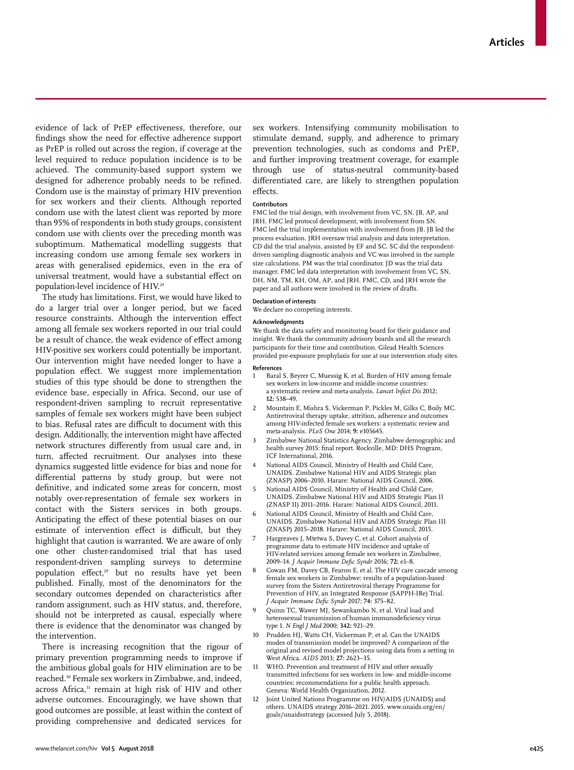evidence of lack of PrEP effectiveness, therefore, our findings show the need for effective adherence support as PrEP is rolled out across the region, if coverage at the level required to reduce population incidence is to be achieved. The community-based support system we designed for adherence probably needs to be refined. Condom use is the mainstay of primary HIV prevention for sex workers and their clients. Although reported condom use with the latest client was reported by more than 95% of respondents in both study groups, consistent condom use with clients over the preceding month was suboptimum. Mathematical modelling suggests that increasing condom use among female sex workers in areas with generalised epidemics, even in the era of universal treatment, would have a substantial effect on population-level incidence of HIV.[24]

The study has limitations. First, we would have liked to do a larger trial over a longer period, but we faced resource constraints. Although the intervention effect among all female sex workers reported in our trial could be a result of chance, the weak evidence of effect among HIV-positive sex workers could potentially be important. Our intervention might have needed longer to have a population effect. We suggest more implementation studies of this type should be done to strengthen the evidence base, especially in Africa. Second, our use of respondent-driven sampling to recruit representative samples of female sex workers might have been subject to bias. Refusal rates are difficult to document with this design. Additionally, the intervention might have affected network structures differently from usual care and, in turn, affected recruitment. Our analyses into these dynamics suggested little evidence for bias and none for differential patterns by study group, but were not definitive, and indicated some areas for concern, most notably over-representation of female sex workers in contact with the Sisters services in both groups. Anticipating the effect of these potential biases on our estimate of intervention effect is difficult, but they highlight that caution is warranted. We are aware of only one other cluster-randomised trial that has used respondent-driven sampling surveys to determine population effect,[29] but no results have yet been published. Finally, most of the denominators for the secondary outcomes depended on characteristics after random assignment, such as HIV status, and, therefore, should not be interpreted as causal, especially where there is evidence that the denominator was changed by the intervention.

There is increasing recognition that the rigour of primary prevention programming needs to improve if the ambitious global goals for HIV elimination are to be reached.[30] Female sex workers in Zimbabwe, and, indeed, across Africa,[31] remain at high risk of HIV and other adverse outcomes. Encouragingly, we have shown that good outcomes are possible, at least within the context of providing comprehensive and dedicated services for sex workers. Intensifying community mobilisation to stimulate demand, supply, and adherence to primary prevention technologies, such as condoms and PrEP, and further improving treatment coverage, for example through use of status-neutral community-based differentiated care, are likely to strengthen population effects.

#### Contributors

FMC led the trial design, with involvement from VC, SN, JB, AP, and JRH. FMC led protocol development, with involvement from SN. FMC led the trial implementation with involvement from JB. JB led the process evaluation. JRH oversaw trial analysis and data interpretation. CD did the trial analysis, assisted by EF and SC. SC did the respondent-driven sampling diagnostic analysis and VC was involved in the sample size calculations. PM was the trial coordinator. JD was the trial data manager. FMC led data interpretation with involvement from VC, SN, DH, NM, TM, KH, OM, AP, and JRH. FMC, CD, and JRH wrote the paper and all authors were involved in the review of drafts.

#### Declaration of interests

We declare no competing interests.

#### Acknowledgments

We thank the data safety and monitoring board for their guidance and insight. We thank the community advisory boards and all the research participants for their time and contribution. Gilead Health Sciences provided pre-exposure prophylaxis for use at our intervention study sites.

#### References

1. Baral S, Beyrer C, Muessig K, et al. Burden of HIV among female sex workers in low-income and middle-income countries: a systematic review and meta-analysis. *Lancet Infect Dis* 2012; **12:** 538–49.
2. Mountain E, Mishra S, Vickerman P, Pickles M, Gilks C, Boily MC. Antiretroviral therapy uptake, attrition, adherence and outcomes among HIV-infected female sex workers: a systematic review and meta-analysis. *PLoS One* 2014; **9:** e105645.
3. Zimbabwe National Statistics Agency. Zimbabwe demographic and health survey 2015: final report. Rockville, MD: DHS Program, ICF International, 2016.
4. National AIDS Council, Ministry of Health and Child Care, UNAIDS. Zimbabwe National HIV and AIDS Strategic plan (ZNASP) 2006–2010. Harare: National AIDS Council, 2006.
5. National AIDS Council, Ministry of Health and Child Care, UNAIDS. Zimbabwe National HIV and AIDS Strategic Plan II (ZNASP II) 2011–2016. Harare: National AIDS Council, 2011.
6. National AIDS Council, Ministry of Health and Child Care, UNAIDS. Zimbabwe National HIV and AIDS Strategic Plan III (ZNASP) 2015–2018. Harare: National AIDS Council, 2015.
7. Hargreaves J, Mtetwa S, Davey C, et al. Cohort analysis of programme data to estimate HIV incidence and uptake of HIV-related services among female sex workers in Zimbabwe, 2009–14. *J Acquir Immune Defic Syndr* 2016; **72:** e1–8.
8. Cowan FM, Davey CB, Fearon E, et al. The HIV care cascade among female sex workers in Zimbabwe: results of a population-based survey from the Sisters Antiretroviral therapy Programme for Prevention of HIV, an Integrated Response (SAPPH-IRe) Trial. *J Acquir Immune Defic Syndr* 2017; **74:** 375–82.
9. Quinn TC, Wawer MJ, Sewankambo N, et al. Viral load and heterosexual transmission of human immunodeficiency virus type 1. *N Engl J Med* 2000; **342:** 921–29.
10. Prudden HJ, Watts CH, Vickerman P, et al. Can the UNAIDS modes of transmission model be improved? A comparison of the original and revised model projections using data from a setting in West Africa. *AIDS* 2013; **27:** 2623–35.
11. WHO. Prevention and treatment of HIV and other sexually transmitted infections for sex workers in low- and middle-income countries: recommendations for a public health approach. Geneva: World Health Organization, 2012.
12. Joint United Nations Programme on HIV/AIDS (UNAIDS) and others. UNAIDS strategy 2016–2021. 2015. www.unaids.org/en/goals/unaidsstrategy (accessed July 5, 2018).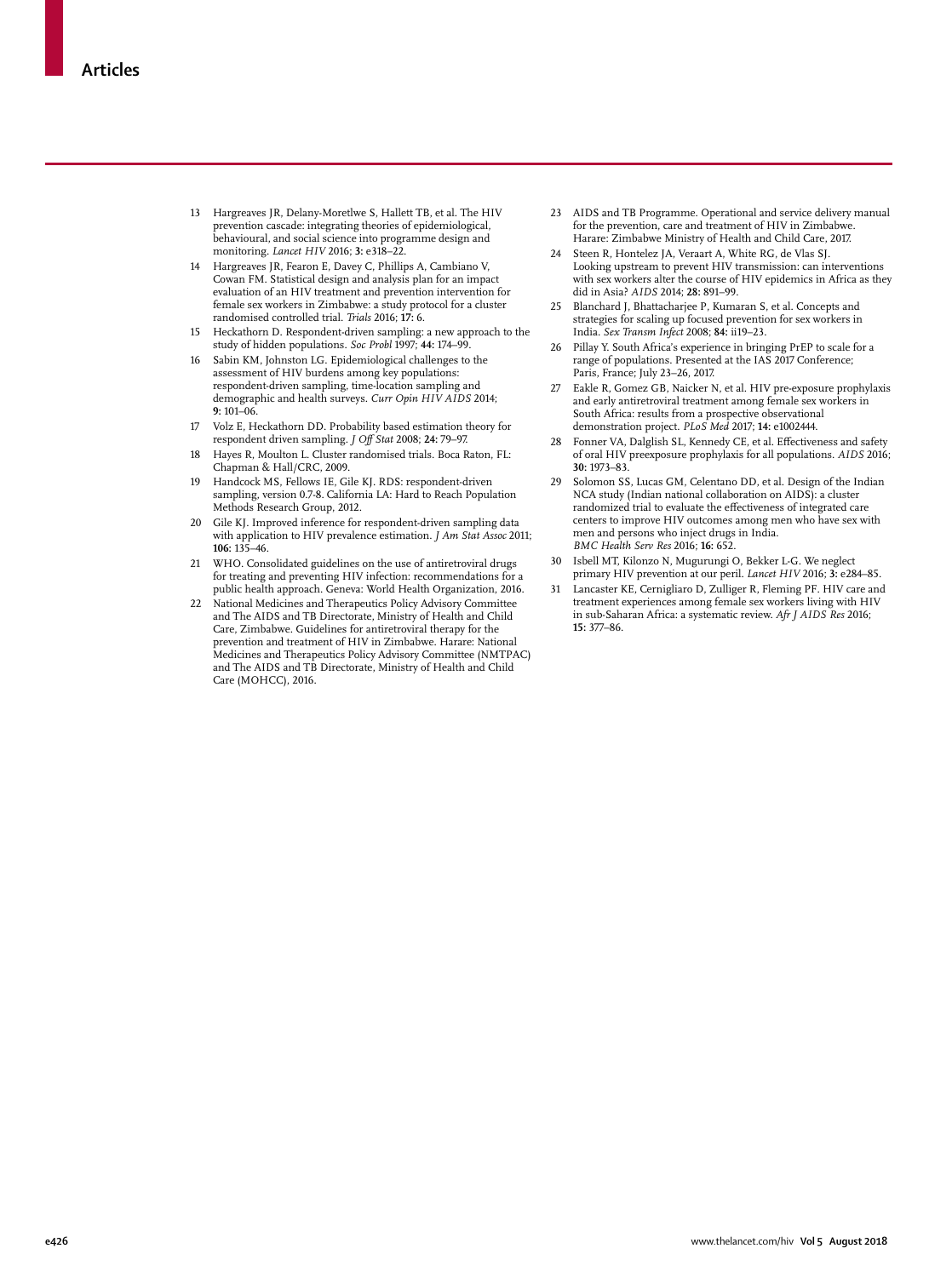13 Hargreaves JR, Delany-Moretlwe S, Hallett TB, et al. The HIV prevention cascade: integrating theories of epidemiological, behavioural, and social science into programme design and monitoring. *Lancet HIV* 2016; **3:** e318–22.

14 Hargreaves JR, Fearon E, Davey C, Phillips A, Cambiano V, Cowan FM. Statistical design and analysis plan for an impact evaluation of an HIV treatment and prevention intervention for female sex workers in Zimbabwe: a study protocol for a cluster randomised controlled trial. *Trials* 2016; **17:** 6.

15 Heckathorn D. Respondent-driven sampling: a new approach to the study of hidden populations. *Soc Probl* 1997; **44:** 174–99.

16 Sabin KM, Johnston LG. Epidemiological challenges to the assessment of HIV burdens among key populations: respondent-driven sampling, time-location sampling and demographic and health surveys. *Curr Opin HIV AIDS* 2014; **9:** 101–06.

17 Volz E, Heckathorn DD. Probability based estimation theory for respondent driven sampling. *J Off Stat* 2008; **24:** 79–97.

18 Hayes R, Moulton L. Cluster randomised trials. Boca Raton, FL: Chapman & Hall/CRC, 2009.

19 Handcock MS, Fellows IE, Gile KJ. RDS: respondent-driven sampling, version 0.7-8. California LA: Hard to Reach Population Methods Research Group, 2012.

20 Gile KJ. Improved inference for respondent-driven sampling data with application to HIV prevalence estimation. *J Am Stat Assoc* 2011; **106:** 135–46.

21 WHO. Consolidated guidelines on the use of antiretroviral drugs for treating and preventing HIV infection: recommendations for a public health approach. Geneva: World Health Organization, 2016.

22 National Medicines and Therapeutics Policy Advisory Committee and The AIDS and TB Directorate, Ministry of Health and Child Care, Zimbabwe. Guidelines for antiretroviral therapy for the prevention and treatment of HIV in Zimbabwe. Harare: National Medicines and Therapeutics Policy Advisory Committee (NMTPAC) and The AIDS and TB Directorate, Ministry of Health and Child Care (MOHCC), 2016.

23 AIDS and TB Programme. Operational and service delivery manual for the prevention, care and treatment of HIV in Zimbabwe. Harare: Zimbabwe Ministry of Health and Child Care, 2017.

24 Steen R, Hontelez JA, Veraart A, White RG, de Vlas SJ. Looking upstream to prevent HIV transmission: can interventions with sex workers alter the course of HIV epidemics in Africa as they did in Asia? *AIDS* 2014; **28:** 891–99.

25 Blanchard J, Bhattacharjee P, Kumaran S, et al. Concepts and strategies for scaling up focused prevention for sex workers in India. *Sex Transm Infect* 2008; **84:** ii19–23.

26 Pillay Y. South Africa's experience in bringing PrEP to scale for a range of populations. Presented at the IAS 2017 Conference; Paris, France; July 23–26, 2017.

27 Eakle R, Gomez GB, Naicker N, et al. HIV pre-exposure prophylaxis and early antiretroviral treatment among female sex workers in South Africa: results from a prospective observational demonstration project. *PLoS Med* 2017; **14:** e1002444.

28 Fonner VA, Dalglish SL, Kennedy CE, et al. Effectiveness and safety of oral HIV preexposure prophylaxis for all populations. *AIDS* 2016; **30:** 1973–83.

29 Solomon SS, Lucas GM, Celentano DD, et al. Design of the Indian NCA study (Indian national collaboration on AIDS): a cluster randomized trial to evaluate the effectiveness of integrated care centers to improve HIV outcomes among men who have sex with men and persons who inject drugs in India. *BMC Health Serv Res* 2016; **16:** 652.

30 Isbell MT, Kilonzo N, Mugurungi O, Bekker L-G. We neglect primary HIV prevention at our peril. *Lancet HIV* 2016; **3:** e284–85.

31 Lancaster KE, Cernigliaro D, Zulliger R, Fleming PF. HIV care and treatment experiences among female sex workers living with HIV in sub-Saharan Africa: a systematic review. *Afr J AIDS Res* 2016; **15:** 377–86.